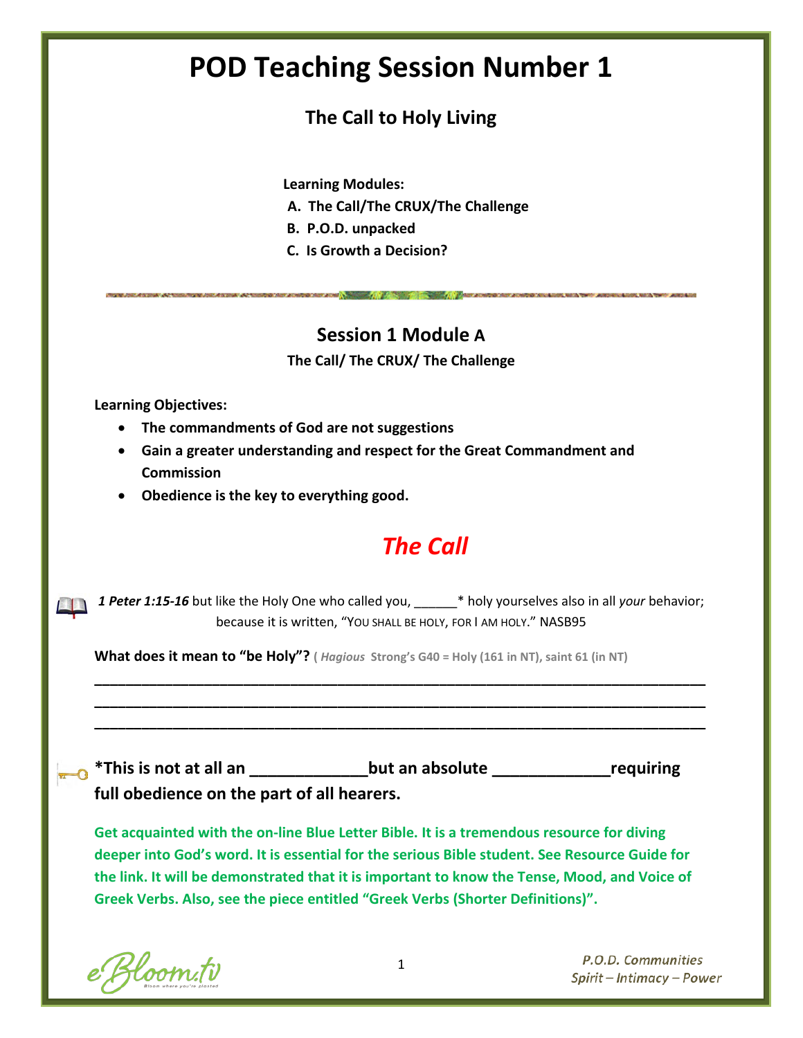# POD Teaching Session Number 1

## The Call to Holy Living

**Learning Modules:**

**A. The Call/The CRUX/The Challenge**
**B. P.O.D. unpacked**
**C. Is Growth a Decision?**

---

## Session 1 Module A

**The Call/ The CRUX/ The Challenge**

**Learning Objectives:**

- **The commandments of God are not suggestions**
- **Gain a greater understanding and respect for the Great Commandment and Commission**
- **Obedience is the key to everything good.**

## *The Call*

***1 Peter 1:15-16*** but like the Holy One who called you, ______* holy yourselves also in all *your* behavior; because it is written, "YOU SHALL BE HOLY, FOR I AM HOLY." NASB95

**What does it mean to "be Holy"?** **(** ***Hagious*** **Strong's G40 = Holy (161 in NT), saint 61 (in NT)**

______________________________________________________________________________
______________________________________________________________________________
______________________________________________________________________________

**\*This is not at all an _____________but an absolute _____________requiring full obedience on the part of all hearers.**

**Get acquainted with the on-line Blue Letter Bible. It is a tremendous resource for diving deeper into God's word. It is essential for the serious Bible student. See Resource Guide for the link. It will be demonstrated that it is important to know the Tense, Mood, and Voice of Greek Verbs. Also, see the piece entitled "Greek Verbs (Shorter Definitions)".**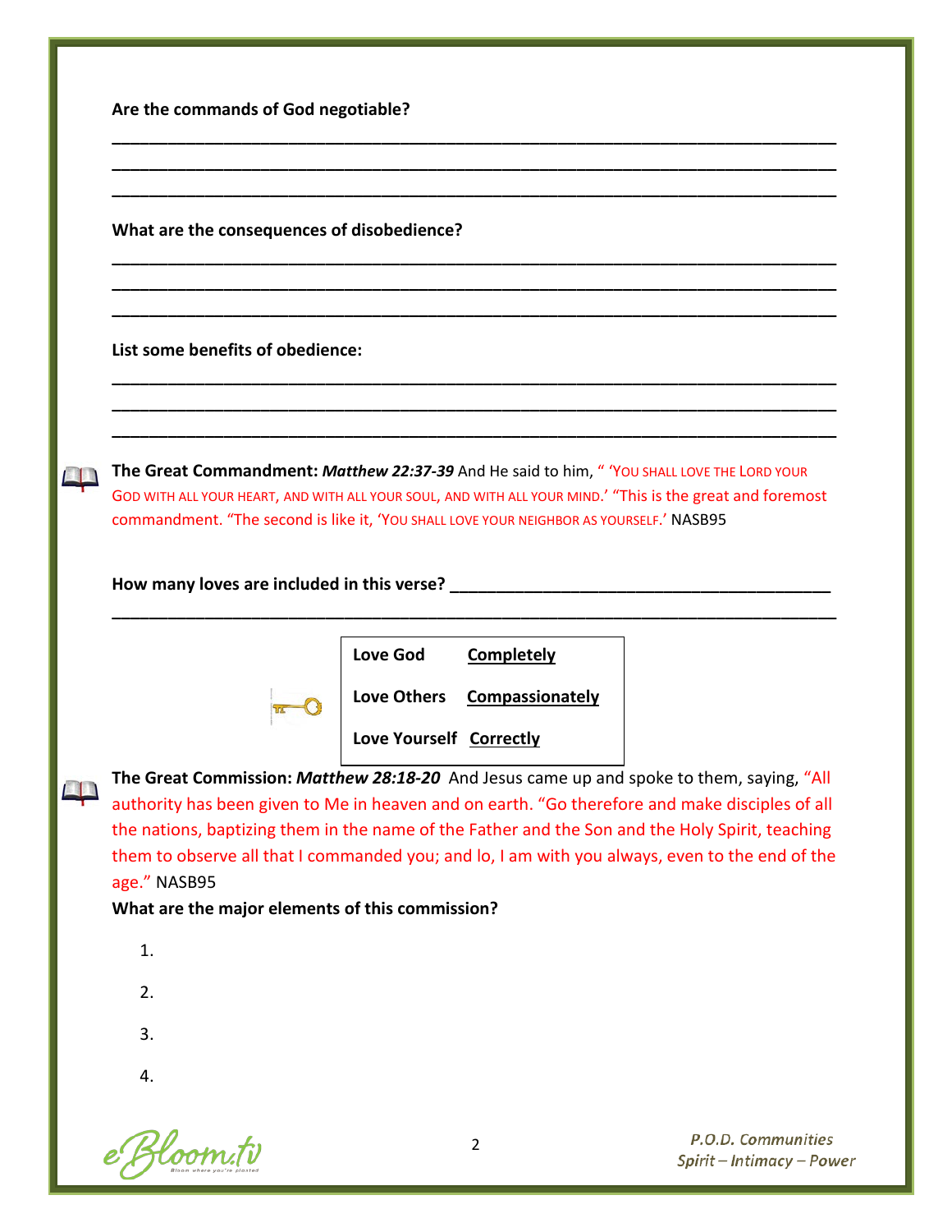**Are the commands of God negotiable?**

________________________________________________________________________________

________________________________________________________________________________

________________________________________________________________________________

**What are the consequences of disobedience?**

________________________________________________________________________________

________________________________________________________________________________

________________________________________________________________________________

**List some benefits of obedience:**

________________________________________________________________________________

________________________________________________________________________________

________________________________________________________________________________

**The Great Commandment:** ***Matthew 22:37-39*** And He said to him, " 'YOU SHALL LOVE THE LORD YOUR GOD WITH ALL YOUR HEART, AND WITH ALL YOUR SOUL, AND WITH ALL YOUR MIND.' "This is the great and foremost commandment. "The second is like it, 'YOU SHALL LOVE YOUR NEIGHBOR AS YOURSELF.' NASB95

**How many loves are included in this verse?** ________________________________________

________________________________________________________________________________

| | |
|---|---|
| **Love God** | **Completely** |
| **Love Others** | **Compassionately** |
| **Love Yourself** | **Correctly** |

**The Great Commission:** ***Matthew 28:18-20*** And Jesus came up and spoke to them, saying, "All authority has been given to Me in heaven and on earth. "Go therefore and make disciples of all the nations, baptizing them in the name of the Father and the Son and the Holy Spirit, teaching them to observe all that I commanded you; and lo, I am with you always, even to the end of the age." NASB95

**What are the major elements of this commission?**

1.

2.

3.

4.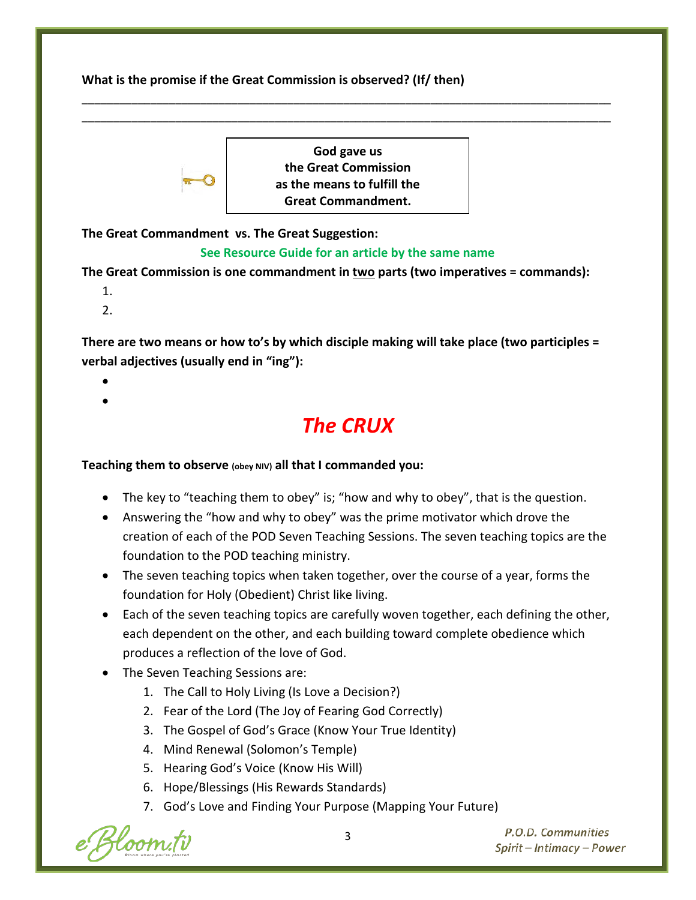**What is the promise if the Great Commission is observed? (If/ then)**

\_\_\_\_\_\_\_\_\_\_\_\_\_\_\_\_\_\_\_\_\_\_\_\_\_\_\_\_\_\_\_\_\_\_\_\_\_\_\_\_\_\_\_\_\_\_\_\_\_\_\_\_\_\_\_\_\_\_\_\_\_\_\_\_\_\_\_\_\_\_\_\_\_\_\_\_\_\_

\_\_\_\_\_\_\_\_\_\_\_\_\_\_\_\_\_\_\_\_\_\_\_\_\_\_\_\_\_\_\_\_\_\_\_\_\_\_\_\_\_\_\_\_\_\_\_\_\_\_\_\_\_\_\_\_\_\_\_\_\_\_\_\_\_\_\_\_\_\_\_\_\_\_\_\_\_\_

> **God gave us the Great Commission as the means to fulfill the Great Commandment.**

**The Great Commandment vs. The Great Suggestion:**

**See Resource Guide for an article by the same name**

**The Great Commission is one commandment in <u>two</u> parts (two imperatives = commands):**

1.
2.

**There are two means or how to's by which disciple making will take place (two participles = verbal adjectives (usually end in "ing"):**

- 
- 

## *The CRUX*

**Teaching them to observe (obey NIV) all that I commanded you:**

- The key to "teaching them to obey" is; "how and why to obey", that is the question.
- Answering the "how and why to obey" was the prime motivator which drove the creation of each of the POD Seven Teaching Sessions. The seven teaching topics are the foundation to the POD teaching ministry.
- The seven teaching topics when taken together, over the course of a year, forms the foundation for Holy (Obedient) Christ like living.
- Each of the seven teaching topics are carefully woven together, each defining the other, each dependent on the other, and each building toward complete obedience which produces a reflection of the love of God.
- The Seven Teaching Sessions are:
  1. The Call to Holy Living (Is Love a Decision?)
  2. Fear of the Lord (The Joy of Fearing God Correctly)
  3. The Gospel of God's Grace (Know Your True Identity)
  4. Mind Renewal (Solomon's Temple)
  5. Hearing God's Voice (Know His Will)
  6. Hope/Blessings (His Rewards Standards)
  7. God's Love and Finding Your Purpose (Mapping Your Future)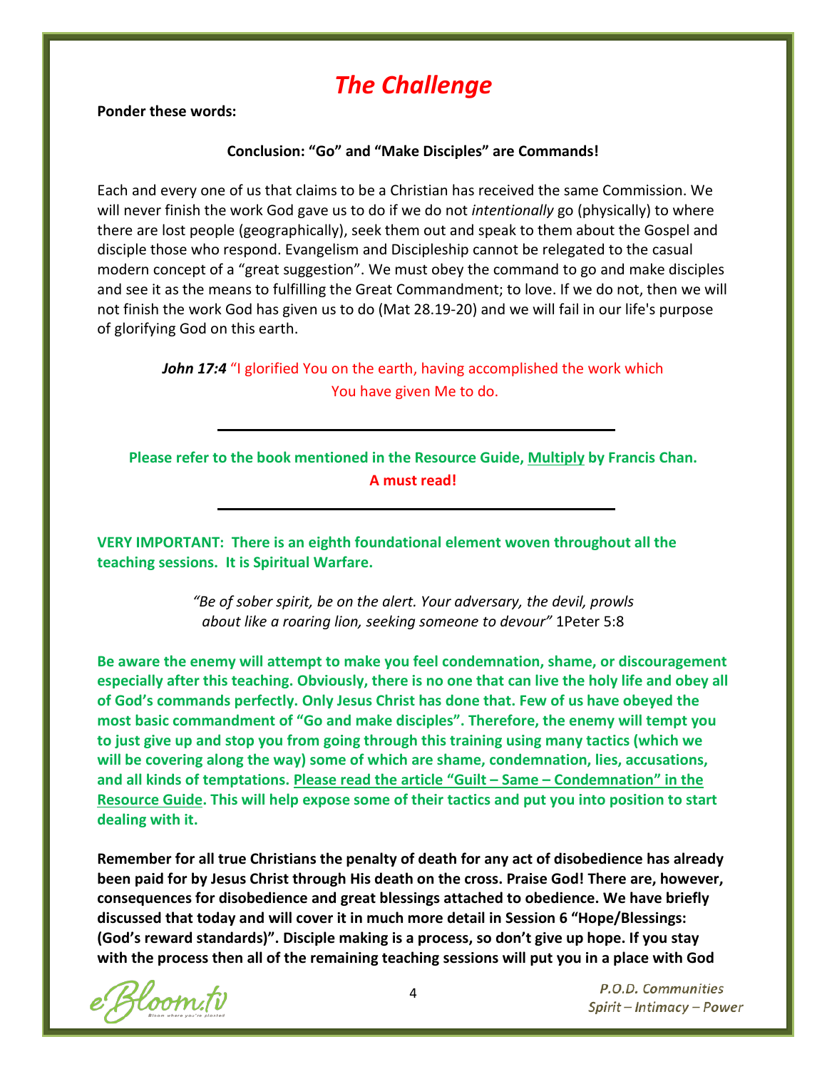# *The Challenge*

**Ponder these words:**

**Conclusion: "Go" and "Make Disciples" are Commands!**

Each and every one of us that claims to be a Christian has received the same Commission. We will never finish the work God gave us to do if we do not *intentionally* go (physically) to where there are lost people (geographically), seek them out and speak to them about the Gospel and disciple those who respond. Evangelism and Discipleship cannot be relegated to the casual modern concept of a "great suggestion". We must obey the command to go and make disciples and see it as the means to fulfilling the Great Commandment; to love. If we do not, then we will not finish the work God has given us to do (Mat 28.19-20) and we will fail in our life's purpose of glorifying God on this earth.

***John 17:4*** "I glorified You on the earth, having accomplished the work which You have given Me to do.

---

**Please refer to the book mentioned in the Resource Guide, Multiply by Francis Chan.**
**A must read!**

---

**VERY IMPORTANT: There is an eighth foundational element woven throughout all the teaching sessions. It is Spiritual Warfare.**

*"Be of sober spirit, be on the alert. Your adversary, the devil, prowls about like a roaring lion, seeking someone to devour"* 1Peter 5:8

**Be aware the enemy will attempt to make you feel condemnation, shame, or discouragement especially after this teaching. Obviously, there is no one that can live the holy life and obey all of God's commands perfectly. Only Jesus Christ has done that. Few of us have obeyed the most basic commandment of "Go and make disciples". Therefore, the enemy will tempt you to just give up and stop you from going through this training using many tactics (which we will be covering along the way) some of which are shame, condemnation, lies, accusations, and all kinds of temptations. Please read the article "Guilt – Same – Condemnation" in the Resource Guide. This will help expose some of their tactics and put you into position to start dealing with it.**

**Remember for all true Christians the penalty of death for any act of disobedience has already been paid for by Jesus Christ through His death on the cross. Praise God! There are, however, consequences for disobedience and great blessings attached to obedience. We have briefly discussed that today and will cover it in much more detail in Session 6 "Hope/Blessings: (God's reward standards)". Disciple making is a process, so don't give up hope. If you stay with the process then all of the remaining teaching sessions will put you in a place with God**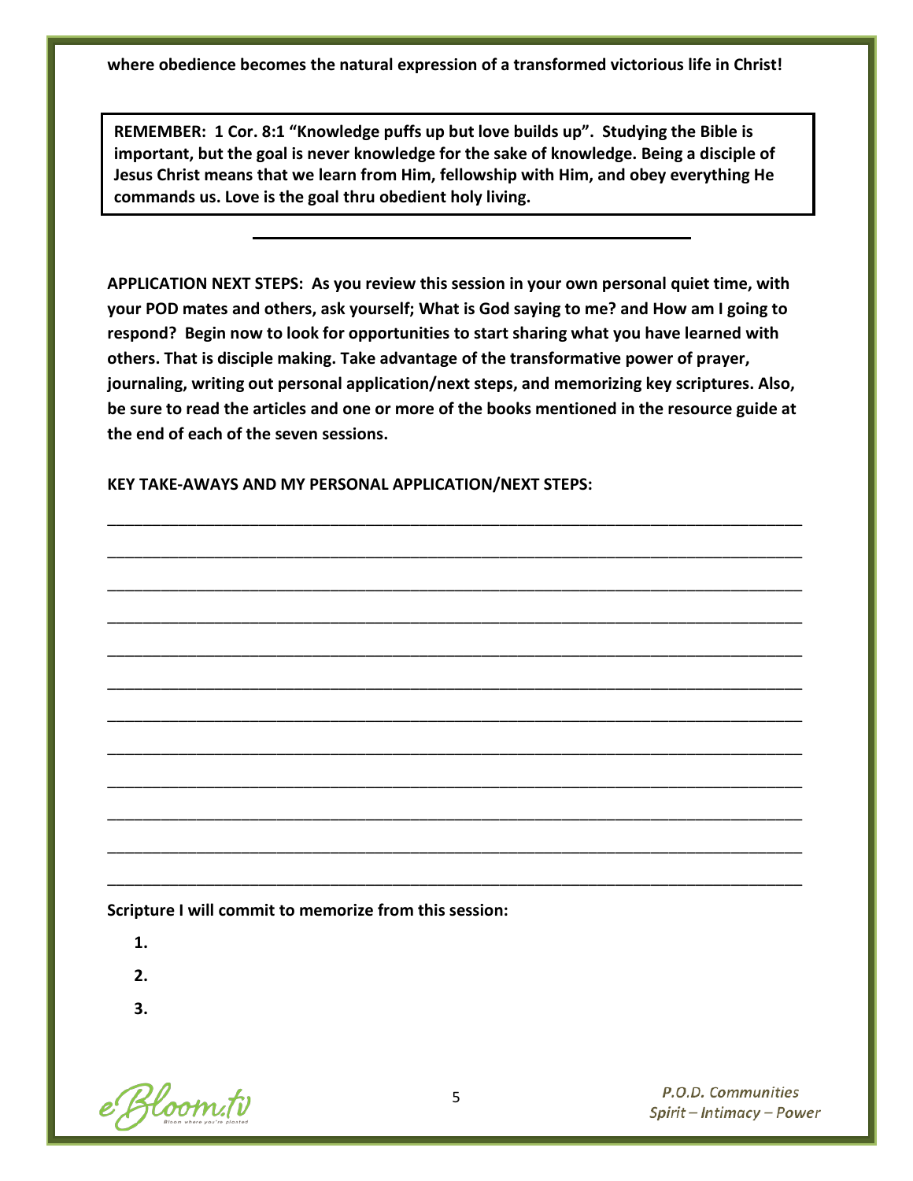**where obedience becomes the natural expression of a transformed victorious life in Christ!**

**REMEMBER: 1 Cor. 8:1 "Knowledge puffs up but love builds up". Studying the Bible is important, but the goal is never knowledge for the sake of knowledge. Being a disciple of Jesus Christ means that we learn from Him, fellowship with Him, and obey everything He commands us. Love is the goal thru obedient holy living.**

---

**APPLICATION NEXT STEPS: As you review this session in your own personal quiet time, with your POD mates and others, ask yourself; What is God saying to me? and How am I going to respond? Begin now to look for opportunities to start sharing what you have learned with others. That is disciple making. Take advantage of the transformative power of prayer, journaling, writing out personal application/next steps, and memorizing key scriptures. Also, be sure to read the articles and one or more of the books mentioned in the resource guide at the end of each of the seven sessions.**

**KEY TAKE-AWAYS AND MY PERSONAL APPLICATION/NEXT STEPS:**

\_\_\_\_\_\_\_\_\_\_\_\_\_\_\_\_\_\_\_\_\_\_\_\_\_\_\_\_\_\_\_\_\_\_\_\_\_\_\_\_\_\_\_\_\_\_\_\_\_\_\_\_\_\_\_\_\_\_\_\_\_\_\_\_\_\_\_\_\_\_\_\_\_\_\_\_\_\_

\_\_\_\_\_\_\_\_\_\_\_\_\_\_\_\_\_\_\_\_\_\_\_\_\_\_\_\_\_\_\_\_\_\_\_\_\_\_\_\_\_\_\_\_\_\_\_\_\_\_\_\_\_\_\_\_\_\_\_\_\_\_\_\_\_\_\_\_\_\_\_\_\_\_\_\_\_\_

\_\_\_\_\_\_\_\_\_\_\_\_\_\_\_\_\_\_\_\_\_\_\_\_\_\_\_\_\_\_\_\_\_\_\_\_\_\_\_\_\_\_\_\_\_\_\_\_\_\_\_\_\_\_\_\_\_\_\_\_\_\_\_\_\_\_\_\_\_\_\_\_\_\_\_\_\_\_

\_\_\_\_\_\_\_\_\_\_\_\_\_\_\_\_\_\_\_\_\_\_\_\_\_\_\_\_\_\_\_\_\_\_\_\_\_\_\_\_\_\_\_\_\_\_\_\_\_\_\_\_\_\_\_\_\_\_\_\_\_\_\_\_\_\_\_\_\_\_\_\_\_\_\_\_\_\_

\_\_\_\_\_\_\_\_\_\_\_\_\_\_\_\_\_\_\_\_\_\_\_\_\_\_\_\_\_\_\_\_\_\_\_\_\_\_\_\_\_\_\_\_\_\_\_\_\_\_\_\_\_\_\_\_\_\_\_\_\_\_\_\_\_\_\_\_\_\_\_\_\_\_\_\_\_\_

\_\_\_\_\_\_\_\_\_\_\_\_\_\_\_\_\_\_\_\_\_\_\_\_\_\_\_\_\_\_\_\_\_\_\_\_\_\_\_\_\_\_\_\_\_\_\_\_\_\_\_\_\_\_\_\_\_\_\_\_\_\_\_\_\_\_\_\_\_\_\_\_\_\_\_\_\_\_

\_\_\_\_\_\_\_\_\_\_\_\_\_\_\_\_\_\_\_\_\_\_\_\_\_\_\_\_\_\_\_\_\_\_\_\_\_\_\_\_\_\_\_\_\_\_\_\_\_\_\_\_\_\_\_\_\_\_\_\_\_\_\_\_\_\_\_\_\_\_\_\_\_\_\_\_\_\_

\_\_\_\_\_\_\_\_\_\_\_\_\_\_\_\_\_\_\_\_\_\_\_\_\_\_\_\_\_\_\_\_\_\_\_\_\_\_\_\_\_\_\_\_\_\_\_\_\_\_\_\_\_\_\_\_\_\_\_\_\_\_\_\_\_\_\_\_\_\_\_\_\_\_\_\_\_\_

\_\_\_\_\_\_\_\_\_\_\_\_\_\_\_\_\_\_\_\_\_\_\_\_\_\_\_\_\_\_\_\_\_\_\_\_\_\_\_\_\_\_\_\_\_\_\_\_\_\_\_\_\_\_\_\_\_\_\_\_\_\_\_\_\_\_\_\_\_\_\_\_\_\_\_\_\_\_

\_\_\_\_\_\_\_\_\_\_\_\_\_\_\_\_\_\_\_\_\_\_\_\_\_\_\_\_\_\_\_\_\_\_\_\_\_\_\_\_\_\_\_\_\_\_\_\_\_\_\_\_\_\_\_\_\_\_\_\_\_\_\_\_\_\_\_\_\_\_\_\_\_\_\_\_\_\_

\_\_\_\_\_\_\_\_\_\_\_\_\_\_\_\_\_\_\_\_\_\_\_\_\_\_\_\_\_\_\_\_\_\_\_\_\_\_\_\_\_\_\_\_\_\_\_\_\_\_\_\_\_\_\_\_\_\_\_\_\_\_\_\_\_\_\_\_\_\_\_\_\_\_\_\_\_\_

\_\_\_\_\_\_\_\_\_\_\_\_\_\_\_\_\_\_\_\_\_\_\_\_\_\_\_\_\_\_\_\_\_\_\_\_\_\_\_\_\_\_\_\_\_\_\_\_\_\_\_\_\_\_\_\_\_\_\_\_\_\_\_\_\_\_\_\_\_\_\_\_\_\_\_\_\_\_

**Scripture I will commit to memorize from this session:**

1. 
2. 
3.